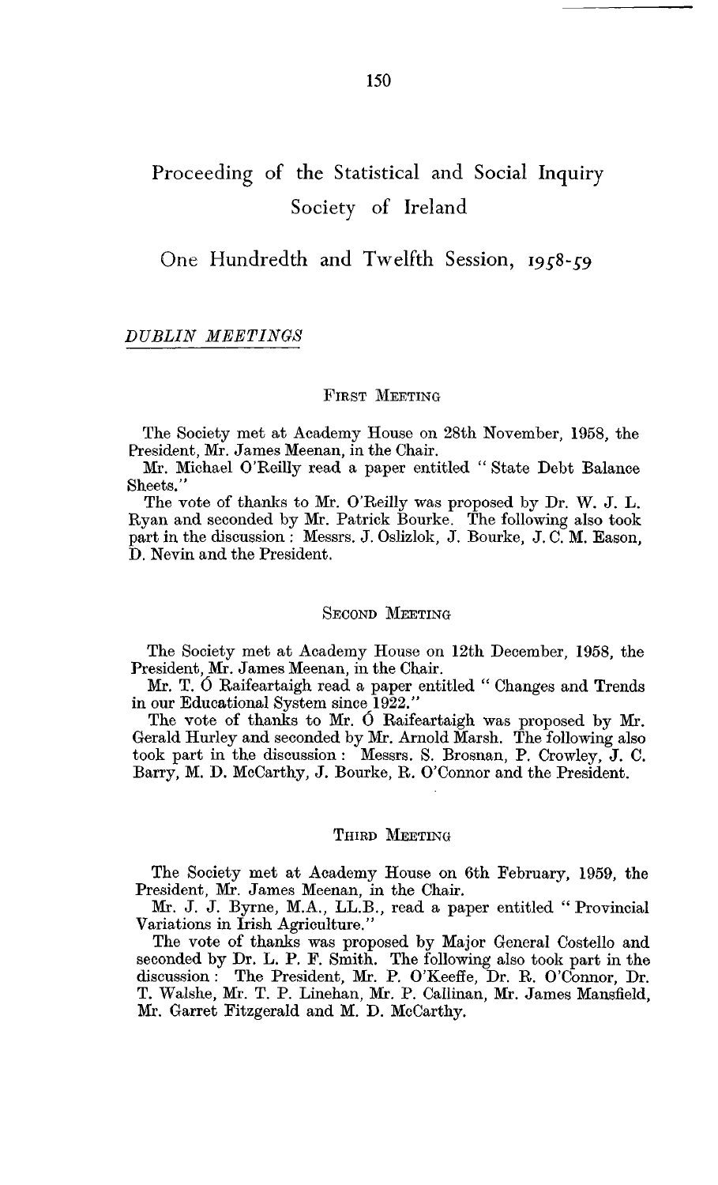# Proceeding of the Statistical and Social Inquiry Society of Ireland

## One Hundredth and Twelfth Session, 1958-59

### *DUBLIN MEETINGS*

#### FIRST MEETING

The Society met at Academy House on 28th November, 1958, the President, Mr. James Meenan, in the Chair.

Mr. Michael O'Reilly read a paper entitled "State Debt Balance Sheets."

The vote of thanks to Mr. O'Reilly was proposed by Dr. W. J. L. Ryan and seconded by Mr. Patrick Bourke. The following also took part in the discussion: Messrs. J. Oslizlok, J. Bourke, J. C. M. Eason, D. Nevin and the President.

#### SECOND MEETING

The Society met at Academy House on 12th December, 1958, the President, Mr. James Meenan, in the Chair.

Mr. T. Ó Raifeartaigh read a paper entitled "Changes and Trends in our Educational System since 1922."

The vote of thanks to Mr. Ó Raifeartaigh was proposed by Mr. Gerald Hurley and seconded by Mr. Arnold Marsh. The following also took part in the discussion: Messrs. S. Brosnan, P. Crowley, J. C. Barry, M. D. McCarthy, J. Bourke, R. O'Connor and the President.

#### THIRD MEETING

The Society met at Academy House on 6th February, 1959, the President, Mr. James Meenan, in the Chair.

Mr. J. J. Byrne, M.A., LL.B., read a paper entitled "Provincial Variations in Irish Agriculture."

The vote of thanks was proposed by Major General Costello and seconded by Dr. L. P. F. Smith. The following also took part in the discussion: The President, Mr. P. O'Keeffe, Dr. R. O'Connor, Dr. T. Walshe, Mr. T. P. Linehan, Mr. P. Callinan, Mr. James Mansfield, Mr. Garret Fitzgerald and M. D. McCarthy.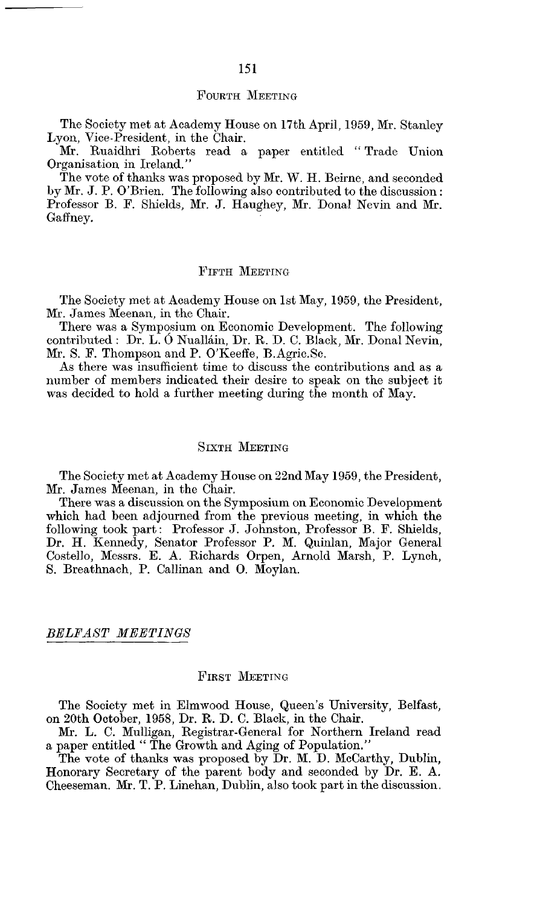### Fourth Meeting

The Society met at Academy House on 17th April, 1959, Mr. Stanley Lyon, Vice-President, in the Chair.

Mr. Ruaidhri Roberts read a paper entitled "Trade Union Organisation in Ireland."

The vote of thanks was proposed by Mr. W. H. Beirne, and seconded by Mr. J. P. O'Brien. The following also contributed to the discussion: Professor B. F. Shields, Mr. J. Haughey, Mr. Donal Nevin and Mr. Gaffney.

### Fifth Meeting

The Society met at Academy House on 1st May, 1959, the President, Mr. James Meenan, in the Chair.

There was a Symposium on Economic Development. The following contributed: Dr. L. Ó Nualláin, Dr. R. D. C. Black, Mr. Donal Nevin, Mr. S. F. Thompson and P. O'Keeffe, B.Agric.Sc.

As there was insufficient time to discuss the contributions and as a number of members indicated their desire to speak on the subject it was decided to hold a further meeting during the month of May.

### Sixth Meeting

The Society met at Academy House on 22nd May 1959, the President, Mr. James Meenan, in the Chair.

There was a discussion on the Symposium on Economic Development which had been adjourned from the previous meeting, in which the following took part: Professor J. Johnston, Professor B. F. Shields, Dr. H. Kennedy, Senator Professor P. M. Quinlan, Major General Costello, Messrs. E. A. Richards Orpen, Arnold Marsh, P. Lynch, S. Breathnach, P. Callinan and O. Moylan.

## *BELFAST MEETINGS*

### First Meeting

The Society met in Elmwood House, Queen's University, Belfast, on 20th October, 1958, Dr. R. D. C. Black, in the Chair.

Mr. L. C. Mulligan, Registrar-General for Northern Ireland read a paper entitled "The Growth and Aging of Population."

The vote of thanks was proposed by Dr. M. D. McCarthy, Dublin, Honorary Secretary of the parent body and seconded by Dr. E. A. Cheeseman. Mr. T. P. Linehan, Dublin, also took part in the discussion.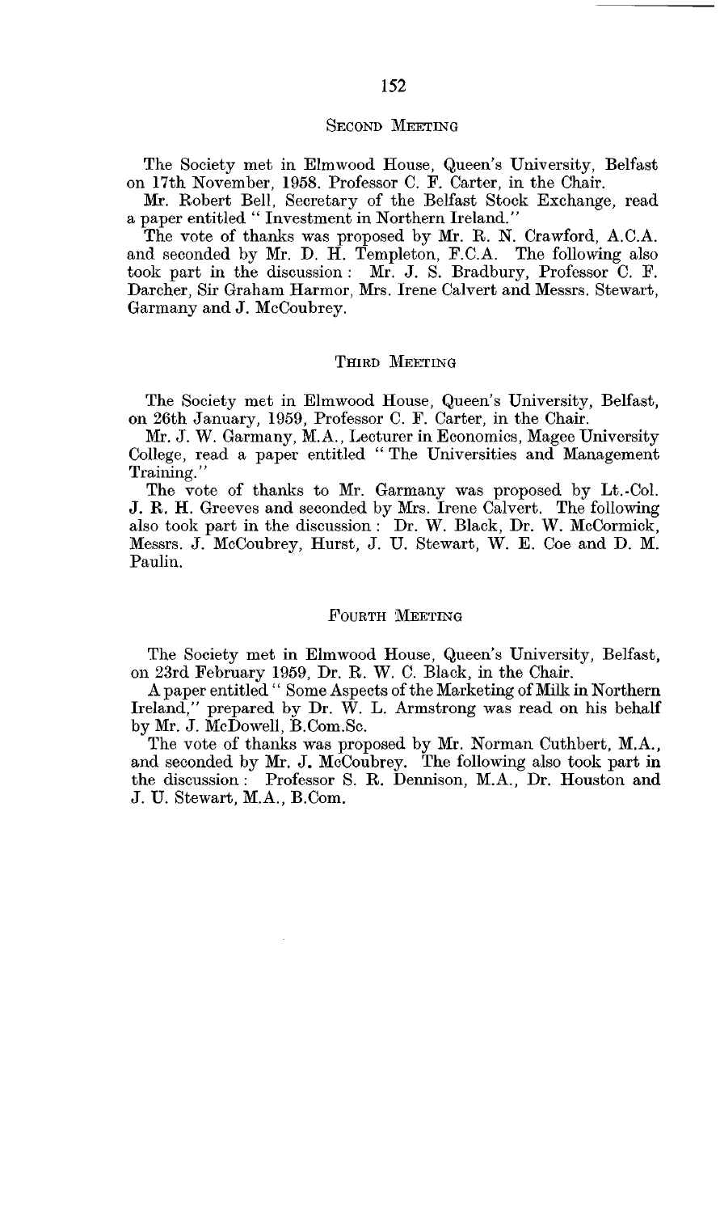## Second Meeting

The Society met in Elmwood House, Queen's University, Belfast on 17th November, 1958. Professor C. F. Carter, in the Chair.

Mr. Robert Bell, Secretary of the Belfast Stock Exchange, read a paper entitled " Investment in Northern Ireland."

The vote of thanks was proposed by Mr. R. N. Crawford, A.C.A. and seconded by Mr. D. H. Templeton, F.C.A. The following also took part in the discussion : Mr. J. S. Bradbury, Professor C. F. Darcher, Sir Graham Harmor, Mrs. Irene Calvert and Messrs. Stewart, Garmany and J. McCoubrey.

## Third Meeting

The Society met in Elmwood House, Queen's University, Belfast, on 26th January, 1959, Professor C. F. Carter, in the Chair.

Mr. J. W. Garmany, M.A., Lecturer in Economics, Magee University College, read a paper entitled " The Universities and Management Training."

The vote of thanks to Mr. Garmany was proposed by Lt.-Col. J. R. H. Greeves and seconded by Mrs. Irene Calvert. The following also took part in the discussion : Dr. W. Black, Dr. W. McCormick, Messrs. J. McCoubrey, Hurst, J. U. Stewart, W. E. Coe and D. M. Paulin.

## Fourth Meeting

The Society met in Elmwood House, Queen's University, Belfast, on 23rd February 1959, Dr. R. W. C. Black, in the Chair.

A paper entitled " Some Aspects of the Marketing of Milk in Northern Ireland," prepared by Dr. W. L. Armstrong was read on his behalf by Mr. J. McDowell, B.Com.Sc.

The vote of thanks was proposed by Mr. Norman Cuthbert, M.A., and seconded by Mr. J. McCoubrey. The following also took part in the discussion : Professor S. R. Dennison, M.A., Dr. Houston and J. U. Stewart, M.A., B.Com.